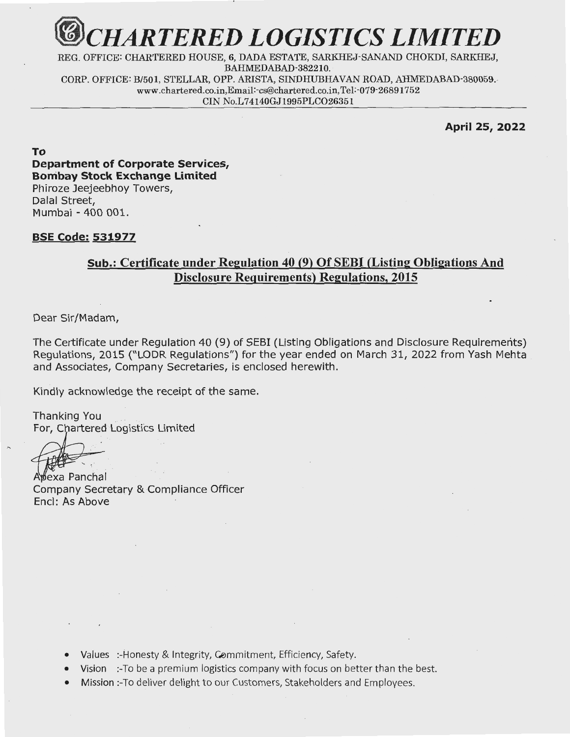# CHARTERED LOGISTICS LIMITED

REG. OFFICE: CHARTERED HOUSE, 6, DADA ESTATE, SARKHEJ-SANAND CHOKDI, SARKHEJ, BAHMEDABAD-382210.
CORP. OFFICE: B/501, STELLAR, OPP. ARISTA, SINDHUBHAVAN ROAD, AHMEDABAD-380059.
www.chartered.co.in,Email:-cs@chartered.co.in,Tel:-079-26891752
CIN No.L74140GJ1995PLC026351

**April 25, 2022**

**To**
**Department of Corporate Services,**
**Bombay Stock Exchange Limited**
Phiroze Jeejeebhoy Towers,
Dalal Street,
Mumbai - 400 001.

**BSE Code: 531977**

**Sub.: Certificate under Regulation 40 (9) Of SEBI (Listing Obligations And Disclosure Requirements) Regulations, 2015**

Dear Sir/Madam,

The Certificate under Regulation 40 (9) of SEBI (Listing Obligations and Disclosure Requirements) Regulations, 2015 ("LODR Regulations") for the year ended on March 31, 2022 from Yash Mehta and Associates, Company Secretaries, is enclosed herewith.

Kindly acknowledge the receipt of the same.

Thanking You
For, Chartered Logistics Limited

Apexa Panchal
Company Secretary & Compliance Officer
Encl: As Above

- Values :-Honesty & Integrity, Commitment, Efficiency, Safety.
- Vision :-To be a premium logistics company with focus on better than the best.
- Mission :-To deliver delight to our Customers, Stakeholders and Employees.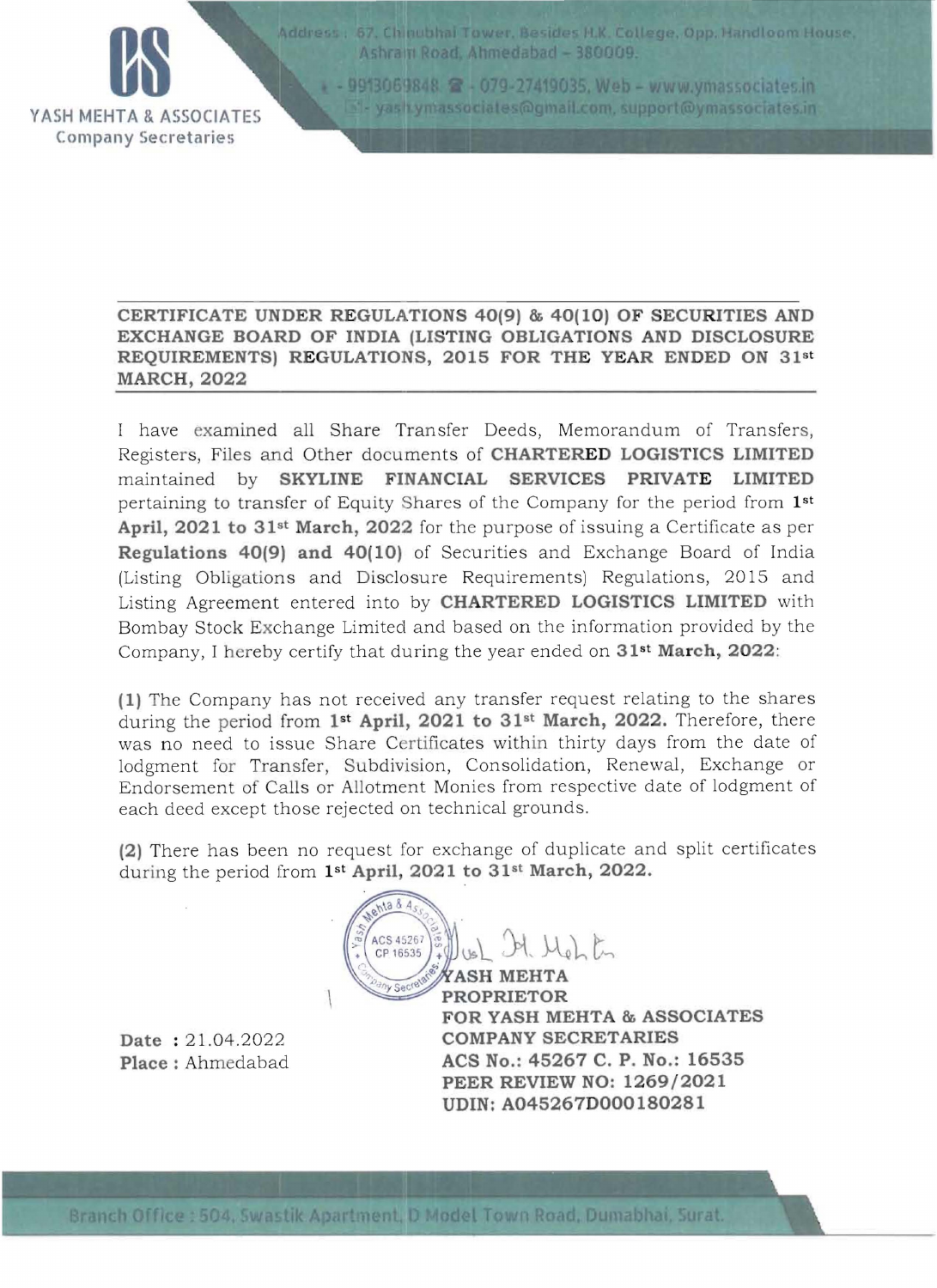YASH MEHTA & ASSOCIATES
Company Secretaries

Address : 67, Chinubhai Tower, Besides H.K. College, Opp. Handloom House, Ashram Road, Ahmedabad – 380009.
- 9913069848 ☎ - 079-27419035, Web - www.ymassociates.in
- yash.ymassociates@gmail.com, support@ymassociates.in

**CERTIFICATE UNDER REGULATIONS 40(9) & 40(10) OF SECURITIES AND EXCHANGE BOARD OF INDIA (LISTING OBLIGATIONS AND DISCLOSURE REQUIREMENTS) REGULATIONS, 2015 FOR THE YEAR ENDED ON 31st MARCH, 2022**

I have examined all Share Transfer Deeds, Memorandum of Transfers, Registers, Files and Other documents of **CHARTERED LOGISTICS LIMITED** maintained by **SKYLINE FINANCIAL SERVICES PRIVATE LIMITED** pertaining to transfer of Equity Shares of the Company for the period from **1st April, 2021 to 31st March, 2022** for the purpose of issuing a Certificate as per **Regulations 40(9) and 40(10)** of Securities and Exchange Board of India (Listing Obligations and Disclosure Requirements) Regulations, 2015 and Listing Agreement entered into by **CHARTERED LOGISTICS LIMITED** with Bombay Stock Exchange Limited and based on the information provided by the Company, I hereby certify that during the year ended on **31st March, 2022**:

**(1)** The Company has not received any transfer request relating to the shares during the period from **1st April, 2021 to 31st March, 2022.** Therefore, there was no need to issue Share Certificates within thirty days from the date of lodgment for Transfer, Subdivision, Consolidation, Renewal, Exchange or Endorsement of Calls or Allotment Monies from respective date of lodgment of each deed except those rejected on technical grounds.

**(2)** There has been no request for exchange of duplicate and split certificates during the period from **1st April, 2021 to 31st March, 2022.**

**YASH MEHTA**
**PROPRIETOR**
**FOR YASH MEHTA & ASSOCIATES**
**COMPANY SECRETARIES**
**ACS No.: 45267 C. P. No.: 16535**
**PEER REVIEW NO: 1269/2021**
**UDIN: A045267D000180281**

**Date :** 21.04.2022
**Place :** Ahmedabad

Branch Office : 504, Swastik Apartment, D Model Town Road, Dumabhai, Surat.